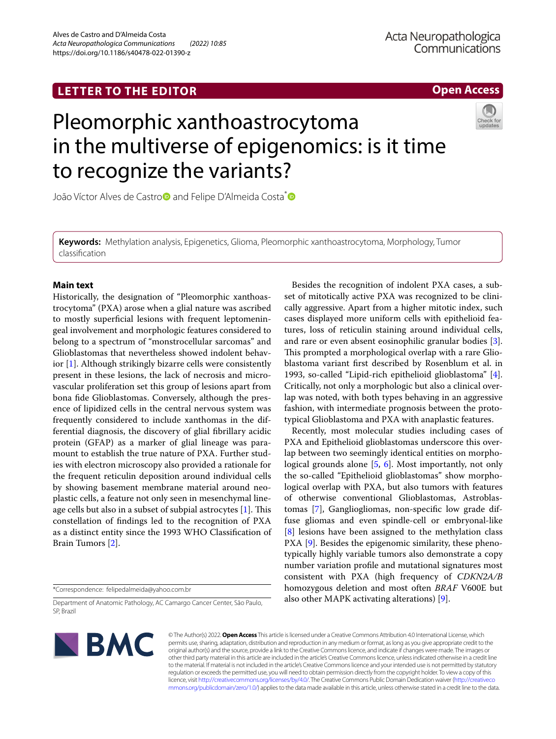LETTER TO THE EDITOR

Open Access

# Pleomorphic xanthoastrocytoma in the multiverse of epigenomics: is it time to recognize the variants?

João Víctor Alves de Castro and Felipe D'Almeida Costa*

**Keywords:** Methylation analysis, Epigenetics, Glioma, Pleomorphic xanthoastrocytoma, Morphology, Tumor classification

## Main text

Historically, the designation of "Pleomorphic xanthoastrocytoma" (PXA) arose when a glial nature was ascribed to mostly superficial lesions with frequent leptomeningeal involvement and morphologic features considered to belong to a spectrum of "monstrocellular sarcomas" and Glioblastomas that nevertheless showed indolent behavior [1]. Although strikingly bizarre cells were consistently present in these lesions, the lack of necrosis and microvascular proliferation set this group of lesions apart from bona fide Glioblastomas. Conversely, although the presence of lipidized cells in the central nervous system was frequently considered to include xanthomas in the differential diagnosis, the discovery of glial fibrillary acidic protein (GFAP) as a marker of glial lineage was paramount to establish the true nature of PXA. Further studies with electron microscopy also provided a rationale for the frequent reticulin deposition around individual cells by showing basement membrane material around neoplastic cells, a feature not only seen in mesenchymal lineage cells but also in a subset of subpial astrocytes [1]. This constellation of findings led to the recognition of PXA as a distinct entity since the 1993 WHO Classification of Brain Tumors [2].

Besides the recognition of indolent PXA cases, a subset of mitotically active PXA was recognized to be clinically aggressive. Apart from a higher mitotic index, such cases displayed more uniform cells with epithelioid features, loss of reticulin staining around individual cells, and rare or even absent eosinophilic granular bodies [3]. This prompted a morphological overlap with a rare Glioblastoma variant first described by Rosenblum et al. in 1993, so-called "Lipid-rich epithelioid glioblastoma" [4]. Critically, not only a morphologic but also a clinical overlap was noted, with both types behaving in an aggressive fashion, with intermediate prognosis between the prototypical Glioblastoma and PXA with anaplastic features.

Recently, most molecular studies including cases of PXA and Epithelioid glioblastomas underscore this overlap between two seemingly identical entities on morphological grounds alone [5, 6]. Most importantly, not only the so-called "Epithelioid glioblastomas" show morphological overlap with PXA, but also tumors with features of otherwise conventional Glioblastomas, Astroblastomas [7], Gangliogliomas, non-specific low grade diffuse gliomas and even spindle-cell or embryonal-like [8] lesions have been assigned to the methylation class PXA [9]. Besides the epigenomic similarity, these phenotypically highly variable tumors also demonstrate a copy number variation profile and mutational signatures most consistent with PXA (high frequency of *CDKN2A/B* homozygous deletion and most often *BRAF* V600E but also other MAPK activating alterations) [9].

*Correspondence: felipedalmeida@yahoo.com.br

Department of Anatomic Pathology, AC Camargo Cancer Center, São Paulo, SP, Brazil

© The Author(s) 2022. **Open Access** This article is licensed under a Creative Commons Attribution 4.0 International License, which permits use, sharing, adaptation, distribution and reproduction in any medium or format, as long as you give appropriate credit to the original author(s) and the source, provide a link to the Creative Commons licence, and indicate if changes were made. The images or other third party material in this article are included in the article's Creative Commons licence, unless indicated otherwise in a credit line to the material. If material is not included in the article's Creative Commons licence and your intended use is not permitted by statutory regulation or exceeds the permitted use, you will need to obtain permission directly from the copyright holder. To view a copy of this licence, visit http://creativecommons.org/licenses/by/4.0/. The Creative Commons Public Domain Dedication waiver (http://creativecommons.org/publicdomain/zero/1.0/) applies to the data made available in this article, unless otherwise stated in a credit line to the data.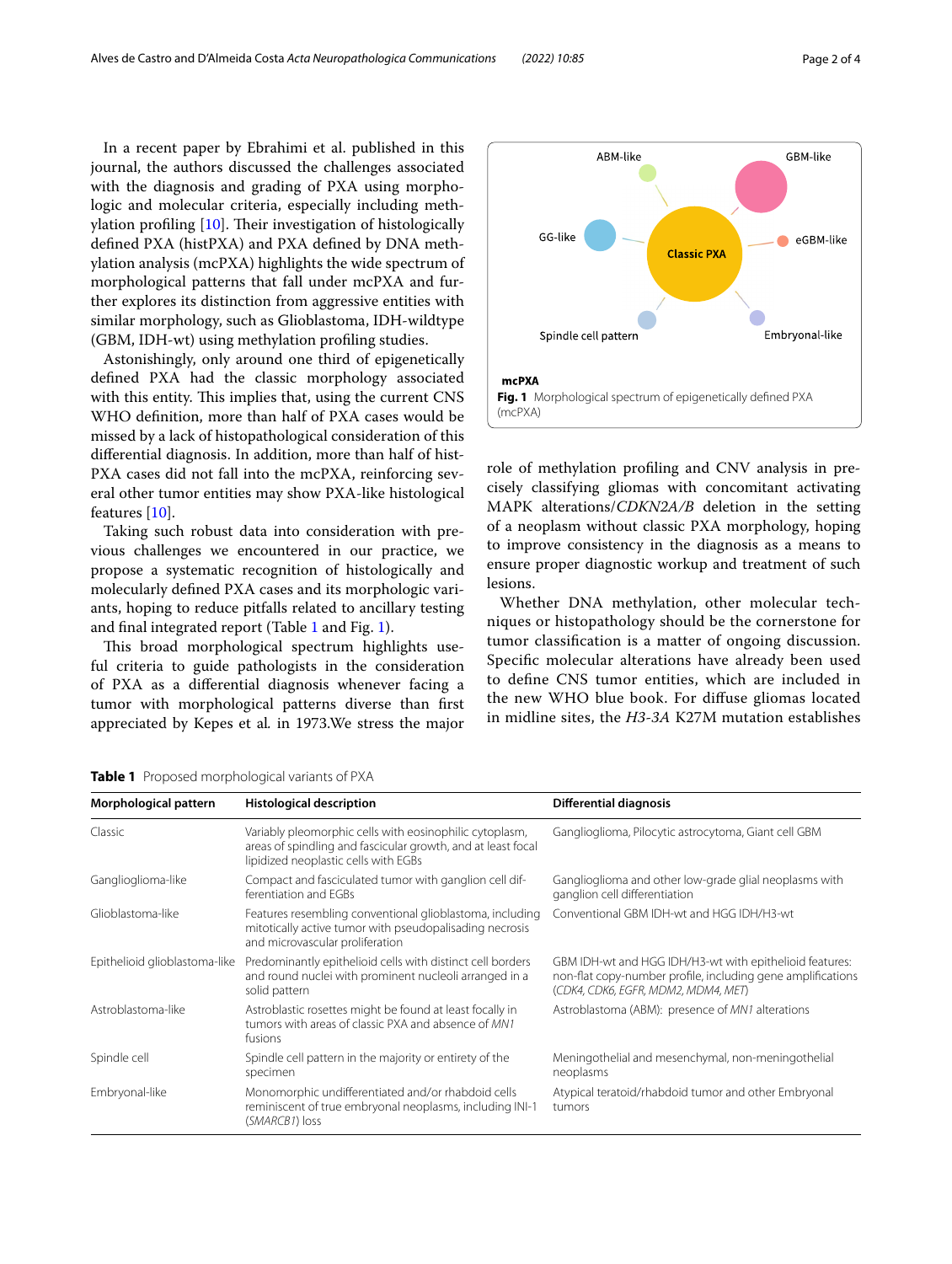In a recent paper by Ebrahimi et al. published in this journal, the authors discussed the challenges associated with the diagnosis and grading of PXA using morphologic and molecular criteria, especially including methylation profiling [10]. Their investigation of histologically defined PXA (histPXA) and PXA defined by DNA methylation analysis (mcPXA) highlights the wide spectrum of morphological patterns that fall under mcPXA and further explores its distinction from aggressive entities with similar morphology, such as Glioblastoma, IDH-wildtype (GBM, IDH-wt) using methylation profiling studies.

Astonishingly, only around one third of epigenetically defined PXA had the classic morphology associated with this entity. This implies that, using the current CNS WHO definition, more than half of PXA cases would be missed by a lack of histopathological consideration of this differential diagnosis. In addition, more than half of histPXA cases did not fall into the mcPXA, reinforcing several other tumor entities may show PXA-like histological features [10].

Taking such robust data into consideration with previous challenges we encountered in our practice, we propose a systematic recognition of histologically and molecularly defined PXA cases and its morphologic variants, hoping to reduce pitfalls related to ancillary testing and final integrated report (Table 1 and Fig. 1).

This broad morphological spectrum highlights useful criteria to guide pathologists in the consideration of PXA as a differential diagnosis whenever facing a tumor with morphological patterns diverse than first appreciated by Kepes et al. in 1973.We stress the major role of methylation profiling and CNV analysis in precisely classifying gliomas with concomitant activating MAPK alterations/*CDKN2A/B* deletion in the setting of a neoplasm without classic PXA morphology, hoping to improve consistency in the diagnosis as a means to ensure proper diagnostic workup and treatment of such lesions.

Whether DNA methylation, other molecular techniques or histopathology should be the cornerstone for tumor classification is a matter of ongoing discussion. Specific molecular alterations have already been used to define CNS tumor entities, which are included in the new WHO blue book. For diffuse gliomas located in midline sites, the *H3-3A* K27M mutation establishes

ABM-like

GBM-like

GG-like

Classic PXA

eGBM-like

Spindle cell pattern

Embryonal-like

**mcPXA**

**Fig. 1** Morphological spectrum of epigenetically defined PXA (mcPXA)

**Table 1** Proposed morphological variants of PXA

| Morphological pattern | Histological description | Differential diagnosis |
|---|---|---|
| Classic | Variably pleomorphic cells with eosinophilic cytoplasm, areas of spindling and fascicular growth, and at least focal lipidized neoplastic cells with EGBs | Ganglioglioma, Pilocytic astrocytoma, Giant cell GBM |
| Ganglioglioma-like | Compact and fasciculated tumor with ganglion cell differentiation and EGBs | Ganglioglioma and other low-grade glial neoplasms with ganglion cell differentiation |
| Glioblastoma-like | Features resembling conventional glioblastoma, including mitotically active tumor with pseudopalisading necrosis and microvascular proliferation | Conventional GBM IDH-wt and HGG IDH/H3-wt |
| Epithelioid glioblastoma-like | Predominantly epithelioid cells with distinct cell borders and round nuclei with prominent nucleoli arranged in a solid pattern | GBM IDH-wt and HGG IDH/H3-wt with epithelioid features: non-flat copy-number profile, including gene amplifications (*CDK4, CDK6, EGFR, MDM2, MDM4, MET*) |
| Astroblastoma-like | Astroblastic rosettes might be found at least focally in tumors with areas of classic PXA and absence of *MN1* fusions | Astroblastoma (ABM): presence of *MN1* alterations |
| Spindle cell | Spindle cell pattern in the majority or entirety of the specimen | Meningothelial and mesenchymal, non-meningothelial neoplasms |
| Embryonal-like | Monomorphic undifferentiated and/or rhabdoid cells reminiscent of true embryonal neoplasms, including INI-1 (*SMARCB1*) loss | Atypical teratoid/rhabdoid tumor and other Embryonal tumors |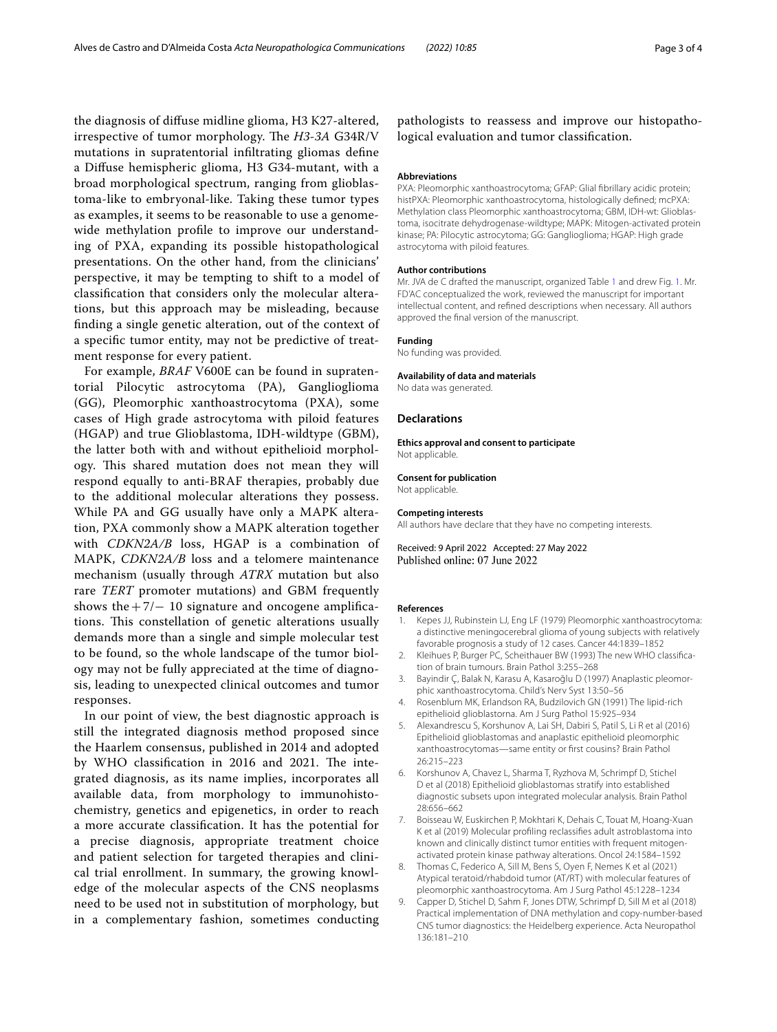the diagnosis of diffuse midline glioma, H3 K27-altered, irrespective of tumor morphology. The *H3-3A* G34R/V mutations in supratentorial infiltrating gliomas define a Diffuse hemispheric glioma, H3 G34-mutant, with a broad morphological spectrum, ranging from glioblastoma-like to embryonal-like. Taking these tumor types as examples, it seems to be reasonable to use a genome-wide methylation profile to improve our understanding of PXA, expanding its possible histopathological presentations. On the other hand, from the clinicians' perspective, it may be tempting to shift to a model of classification that considers only the molecular alterations, but this approach may be misleading, because finding a single genetic alteration, out of the context of a specific tumor entity, may not be predictive of treatment response for every patient.

For example, *BRAF* V600E can be found in supratentorial Pilocytic astrocytoma (PA), Ganglioglioma (GG), Pleomorphic xanthoastrocytoma (PXA), some cases of High grade astrocytoma with piloid features (HGAP) and true Glioblastoma, IDH-wildtype (GBM), the latter both with and without epithelioid morphology. This shared mutation does not mean they will respond equally to anti-BRAF therapies, probably due to the additional molecular alterations they possess. While PA and GG usually have only a MAPK alteration, PXA commonly show a MAPK alteration together with *CDKN2A/B* loss, HGAP is a combination of MAPK, *CDKN2A/B* loss and a telomere maintenance mechanism (usually through *ATRX* mutation but also rare *TERT* promoter mutations) and GBM frequently shows the + 7/− 10 signature and oncogene amplifications. This constellation of genetic alterations usually demands more than a single and simple molecular test to be found, so the whole landscape of the tumor biology may not be fully appreciated at the time of diagnosis, leading to unexpected clinical outcomes and tumor responses.

In our point of view, the best diagnostic approach is still the integrated diagnosis method proposed since the Haarlem consensus, published in 2014 and adopted by WHO classification in 2016 and 2021. The integrated diagnosis, as its name implies, incorporates all available data, from morphology to immunohistochemistry, genetics and epigenetics, in order to reach a more accurate classification. It has the potential for a precise diagnosis, appropriate treatment choice and patient selection for targeted therapies and clinical trial enrollment. In summary, the growing knowledge of the molecular aspects of the CNS neoplasms need to be used not in substitution of morphology, but in a complementary fashion, sometimes conducting pathologists to reassess and improve our histopathological evaluation and tumor classification.

#### Abbreviations
PXA: Pleomorphic xanthoastrocytoma; GFAP: Glial fibrillary acidic protein; histPXA: Pleomorphic xanthoastrocytoma, histologically defined; mcPXA: Methylation class Pleomorphic xanthoastrocytoma; GBM, IDH-wt: Glioblastoma, isocitrate dehydrogenase-wildtype; MAPK: Mitogen-activated protein kinase; PA: Pilocytic astrocytoma; GG: Ganglioglioma; HGAP: High grade astrocytoma with piloid features.

#### Author contributions
Mr. JVA de C drafted the manuscript, organized Table 1 and drew Fig. 1. Mr. FD'AC conceptualized the work, reviewed the manuscript for important intellectual content, and refined descriptions when necessary. All authors approved the final version of the manuscript.

#### Funding
No funding was provided.

#### Availability of data and materials
No data was generated.

### Declarations

#### Ethics approval and consent to participate
Not applicable.

#### Consent for publication
Not applicable.

#### Competing interests
All authors have declare that they have no competing interests.

Received: 9 April 2022 Accepted: 27 May 2022
Published online: 07 June 2022

#### References
1. Kepes JJ, Rubinstein LJ, Eng LF (1979) Pleomorphic xanthoastrocytoma: a distinctive meningocerebral glioma of young subjects with relatively favorable prognosis a study of 12 cases. Cancer 44:1839–1852
2. Kleihues P, Burger PC, Scheithauer BW (1993) The new WHO classification of brain tumours. Brain Pathol 3:255–268
3. Bayindir Ç, Balak N, Karasu A, Kasaroğlu D (1997) Anaplastic pleomorphic xanthoastrocytoma. Child's Nerv Syst 13:50–56
4. Rosenblum MK, Erlandson RA, Budzilovich GN (1991) The lipid-rich epithelioid glioblastoma. Am J Surg Pathol 15:925–934
5. Alexandrescu S, Korshunov A, Lai SH, Dabiri S, Patil S, Li R et al (2016) Epithelioid glioblastomas and anaplastic epithelioid pleomorphic xanthoastrocytomas—same entity or first cousins? Brain Pathol 26:215–223
6. Korshunov A, Chavez L, Sharma T, Ryzhova M, Schrimpf D, Stichel D et al (2018) Epithelioid glioblastomas stratify into established diagnostic subsets upon integrated molecular analysis. Brain Pathol 28:656–662
7. Boisseau W, Euskirchen P, Mokhtari K, Dehais C, Touat M, Hoang-Xuan K et al (2019) Molecular profiling reclassifies adult astroblastoma into known and clinically distinct tumor entities with frequent mitogen-activated protein kinase pathway alterations. Oncol 24:1584–1592
8. Thomas C, Federico A, Sill M, Bens S, Oyen F, Nemes K et al (2021) Atypical teratoid/rhabdoid tumor (AT/RT) with molecular features of pleomorphic xanthoastrocytoma. Am J Surg Pathol 45:1228–1234
9. Capper D, Stichel D, Sahm F, Jones DTW, Schrimpf D, Sill M et al (2018) Practical implementation of DNA methylation and copy-number-based CNS tumor diagnostics: the Heidelberg experience. Acta Neuropathol 136:181–210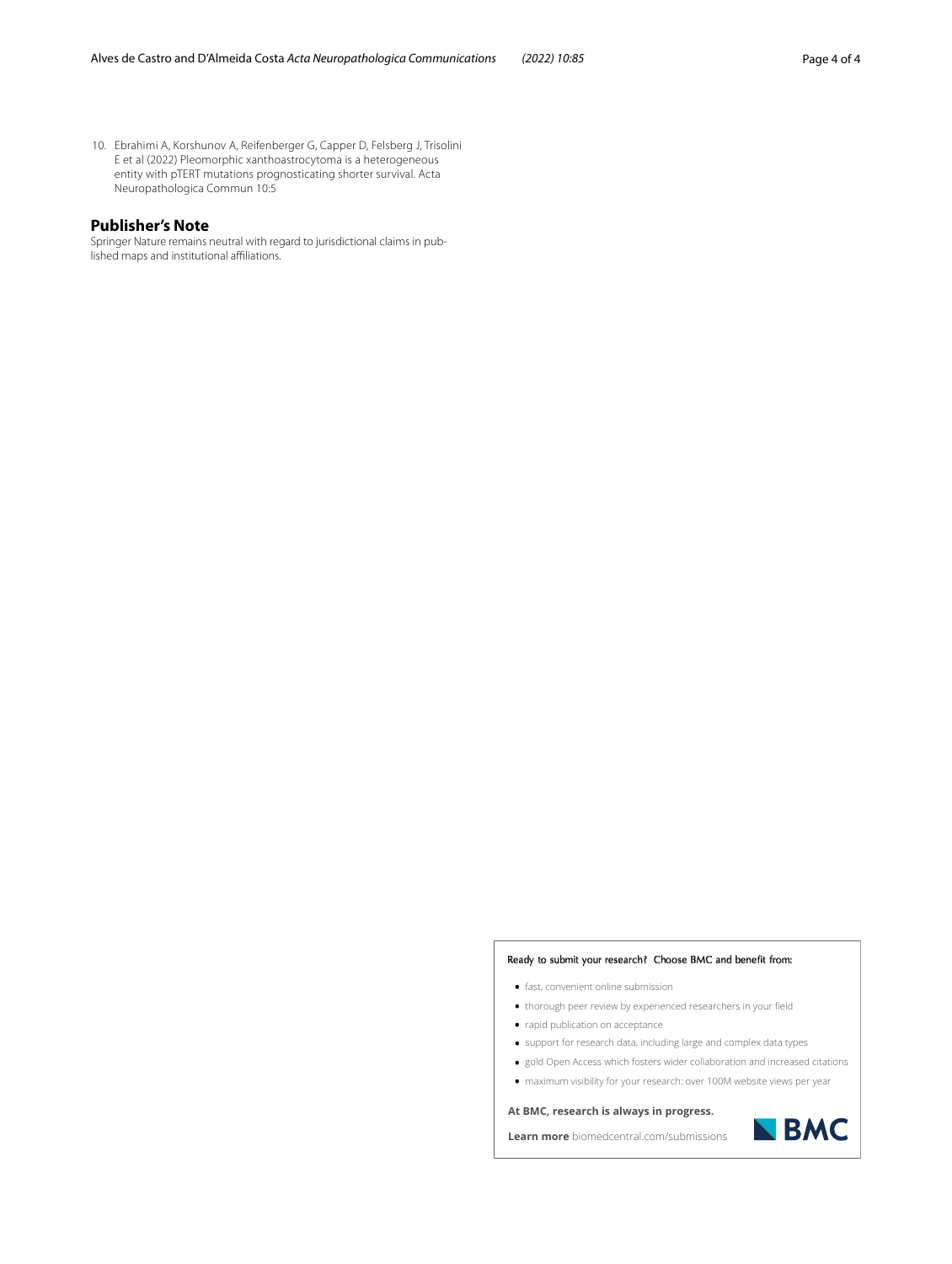10. Ebrahimi A, Korshunov A, Reifenberger G, Capper D, Felsberg J, Trisolini E et al (2022) Pleomorphic xanthoastrocytoma is a heterogeneous entity with pTERT mutations prognosticating shorter survival. Acta Neuropathologica Commun 10:5

## Publisher's Note

Springer Nature remains neutral with regard to jurisdictional claims in published maps and institutional affiliations.

Ready to submit your research? Choose BMC and benefit from:

- fast, convenient online submission
- thorough peer review by experienced researchers in your field
- rapid publication on acceptance
- support for research data, including large and complex data types
- gold Open Access which fosters wider collaboration and increased citations
- maximum visibility for your research: over 100M website views per year

**At BMC, research is always in progress.**

**Learn more** biomedcentral.com/submissions

BMC